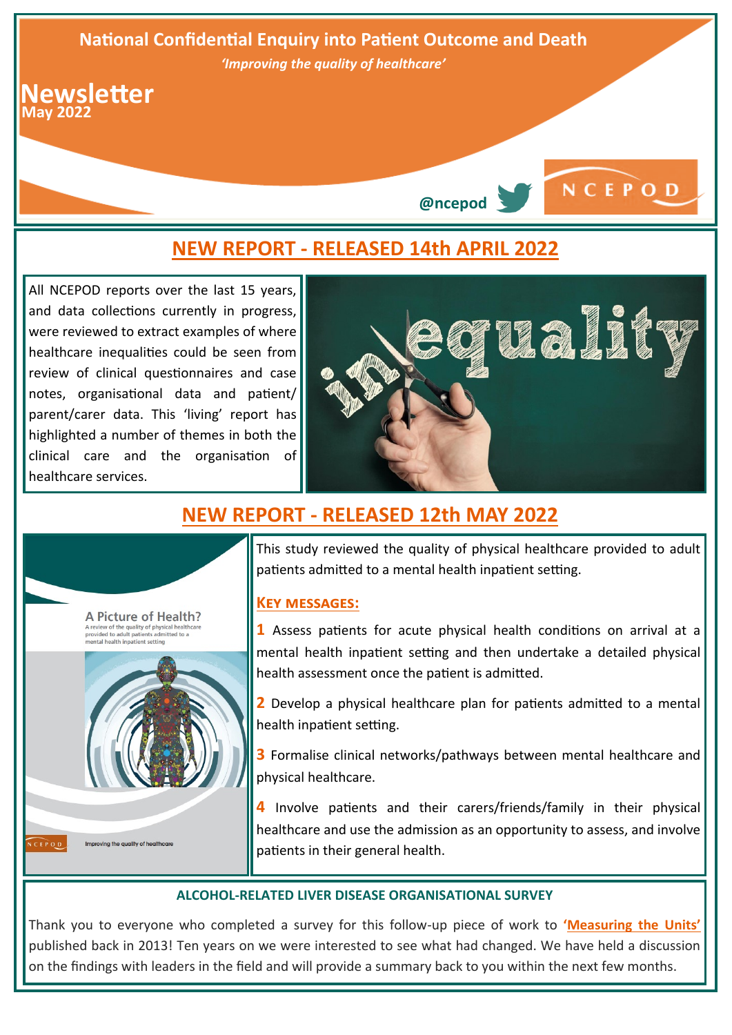# National Confidential Enquiry into Patient Outcome and Death

*'Improving the quality of healthcare'*

## Newsletter
**May 2022**

**@ncepod**

NCEPOD

## NEW REPORT - RELEASED 14th APRIL 2022

All NCEPOD reports over the last 15 years, and data collections currently in progress, were reviewed to extract examples of where healthcare inequalities could be seen from review of clinical questionnaires and case notes, organisational data and patient/parent/carer data. This 'living' report has highlighted a number of themes in both the clinical care and the organisation of healthcare services.

## NEW REPORT - RELEASED 12th MAY 2022

A Picture of Health?
A review of the quality of physical healthcare provided to adult patients admitted to a mental health inpatient setting

NCEPOD Improving the quality of healthcare

This study reviewed the quality of physical healthcare provided to adult patients admitted to a mental health inpatient setting.

### KEY MESSAGES:

**1** Assess patients for acute physical health conditions on arrival at a mental health inpatient setting and then undertake a detailed physical health assessment once the patient is admitted.

**2** Develop a physical healthcare plan for patients admitted to a mental health inpatient setting.

**3** Formalise clinical networks/pathways between mental healthcare and physical healthcare.

**4** Involve patients and their carers/friends/family in their physical healthcare and use the admission as an opportunity to assess, and involve patients in their general health.

### ALCOHOL-RELATED LIVER DISEASE ORGANISATIONAL SURVEY

Thank you to everyone who completed a survey for this follow-up piece of work to **'Measuring the Units'** published back in 2013! Ten years on we were interested to see what had changed. We have held a discussion on the findings with leaders in the field and will provide a summary back to you within the next few months.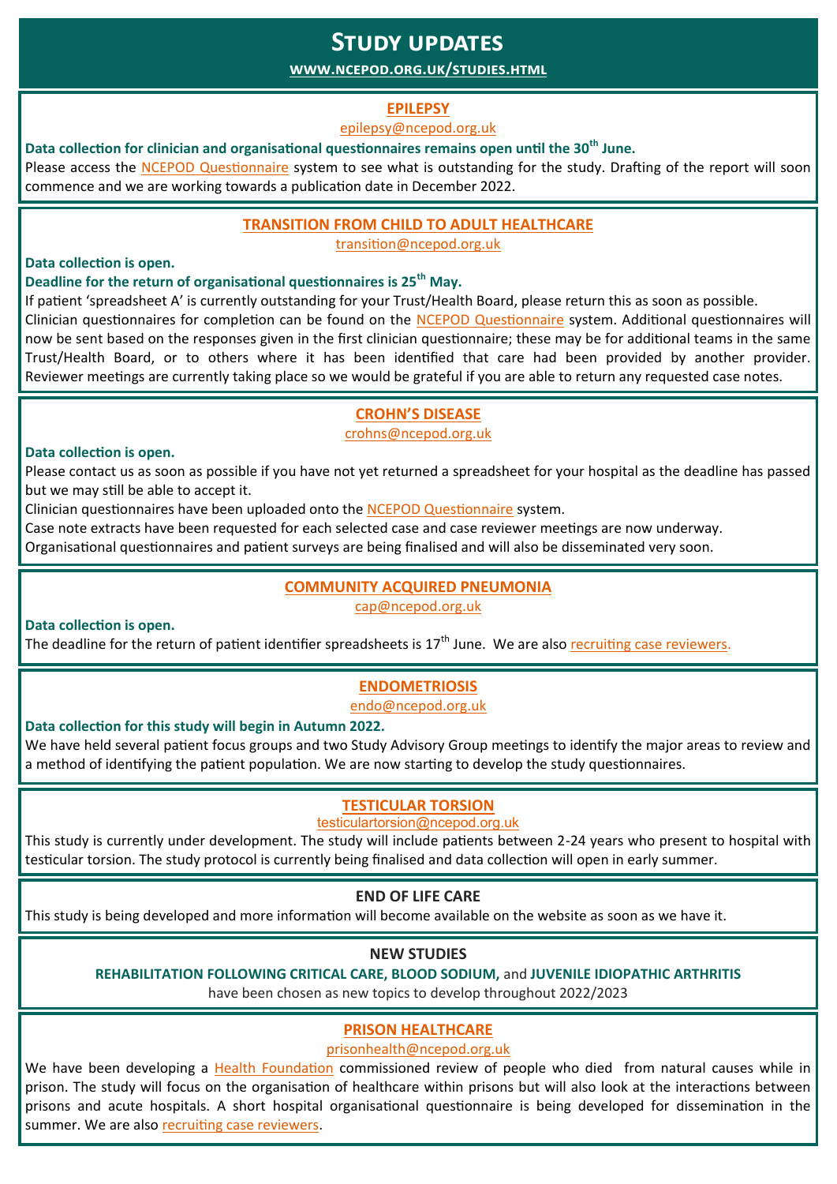# Study updates

**www.ncepod.org.uk/studies.html**

## EPILEPSY

epilepsy@ncepod.org.uk

**Data collection for clinician and organisational questionnaires remains open until the 30th June.**

Please access the NCEPOD Questionnaire system to see what is outstanding for the study. Drafting of the report will soon commence and we are working towards a publication date in December 2022.

## TRANSITION FROM CHILD TO ADULT HEALTHCARE

transition@ncepod.org.uk

**Data collection is open.**

**Deadline for the return of organisational questionnaires is 25th May.**

If patient 'spreadsheet A' is currently outstanding for your Trust/Health Board, please return this as soon as possible. Clinician questionnaires for completion can be found on the NCEPOD Questionnaire system. Additional questionnaires will now be sent based on the responses given in the first clinician questionnaire; these may be for additional teams in the same Trust/Health Board, or to others where it has been identified that care had been provided by another provider. Reviewer meetings are currently taking place so we would be grateful if you are able to return any requested case notes.

## CROHN'S DISEASE

crohns@ncepod.org.uk

**Data collection is open.**

Please contact us as soon as possible if you have not yet returned a spreadsheet for your hospital as the deadline has passed but we may still be able to accept it.

Clinician questionnaires have been uploaded onto the NCEPOD Questionnaire system.

Case note extracts have been requested for each selected case and case reviewer meetings are now underway.

Organisational questionnaires and patient surveys are being finalised and will also be disseminated very soon.

## COMMUNITY ACQUIRED PNEUMONIA

cap@ncepod.org.uk

**Data collection is open.**

The deadline for the return of patient identifier spreadsheets is 17th June. We are also recruiting case reviewers.

## ENDOMETRIOSIS

endo@ncepod.org.uk

**Data collection for this study will begin in Autumn 2022.**

We have held several patient focus groups and two Study Advisory Group meetings to identify the major areas to review and a method of identifying the patient population. We are now starting to develop the study questionnaires.

## TESTICULAR TORSION

testiculartorsion@ncepod.org.uk

This study is currently under development. The study will include patients between 2-24 years who present to hospital with testicular torsion. The study protocol is currently being finalised and data collection will open in early summer.

## END OF LIFE CARE

This study is being developed and more information will become available on the website as soon as we have it.

## NEW STUDIES

**REHABILITATION FOLLOWING CRITICAL CARE, BLOOD SODIUM,** and **JUVENILE IDIOPATHIC ARTHRITIS**

have been chosen as new topics to develop throughout 2022/2023

## PRISON HEALTHCARE

prisonhealth@ncepod.org.uk

We have been developing a Health Foundation commissioned review of people who died from natural causes while in prison. The study will focus on the organisation of healthcare within prisons but will also look at the interactions between prisons and acute hospitals. A short hospital organisational questionnaire is being developed for dissemination in the summer. We are also recruiting case reviewers.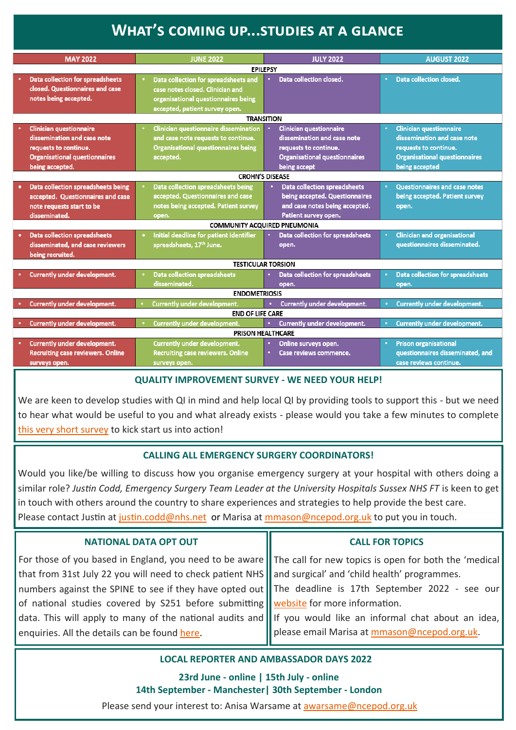# What's coming up...studies at a glance

| MAY 2022 | JUNE 2022 | JULY 2022 | AUGUST 2022 |
|---|---|---|---|
| **EPILEPSY** | | | |
| • Data collection for spreadsheets closed. Questionnaires and case notes being accepted. | • Data collection for spreadsheets and case notes closed. Clinician and organisational questionnaires being accepted, patient survey open. | • Data collection closed. | • Data collection closed. |
| **TRANSITION** | | | |
| • Clinician questionnaire dissemination and case note requests to continue. Organisational questionnaires being accepted. | • Clinician questionnaire dissemination and case note requests to continue. Organisational questionnaires being accepted. | • Clinician questionnaire dissemination and case note requests to continue. Organisational questionnaires being accept | • Clinician questionnaire dissemination and case note requests to continue. Organisational questionnaires being accepted |
| **CROHN'S DISEASE** | | | |
| • Data collection spreadsheets being accepted. Questionnaires and case note requests start to be disseminated. | • Data collection spreadsheets being accepted. Questionnaires and case notes being accepted. Patient survey open. | • Data collection spreadsheets being accepted. Questionnaires and case notes being accepted. Patient survey open. | • Questionnaires and case notes being accepted. Patient survey open. |
| **COMMUNITY ACQUIRED PNEUMONIA** | | | |
| • Data collection spreadsheets disseminated, and case reviewers being recruited. | • Initial deadline for patient identifier spreadsheets, 17th June. | • Data collection for spreadsheets open. | • Clinician and organisational questionnaires disseminated. |
| **TESTICULAR TORSION** | | | |
| • Currently under development. | • Data collection spreadsheets disseminated. | • Data collection for spreadsheets open. | • Data collection for spreadsheets open. |
| **ENDOMETRIOSIS** | | | |
| • Currently under development. | • Currently under development. | • Currently under development. | • Currently under development. |
| **END OF LIFE CARE** | | | |
| • Currently under development. | • Currently under development. | • Currently under development. | • Currently under development. |
| **PRISON HEALTHCARE** | | | |
| • Currently under development. Recruiting case reviewers. Online surveys open. | Currently under development. Recruiting case reviewers. Online surveys open. | • Online surveys open. • Case reviews commence. | • Prison organisational questionnaires disseminated, and case reviews continue. |

## QUALITY IMPROVEMENT SURVEY - WE NEED YOUR HELP!

We are keen to develop studies with QI in mind and help local QI by providing tools to support this - but we need to hear what would be useful to you and what already exists - please would you take a few minutes to complete this very short survey to kick start us into action!

## CALLING ALL EMERGENCY SURGERY COORDINATORS!

Would you like/be willing to discuss how you organise emergency surgery at your hospital with others doing a similar role? *Justin Codd, Emergency Surgery Team Leader at the University Hospitals Sussex NHS FT* is keen to get in touch with others around the country to share experiences and strategies to help provide the best care. Please contact Justin at justin.codd@nhs.net or Marisa at mmason@ncepod.org.uk to put you in touch.

## NATIONAL DATA OPT OUT

For those of you based in England, you need to be aware that from 31st July 22 you will need to check patient NHS numbers against the SPINE to see if they have opted out of national studies covered by S251 before submitting data. This will apply to many of the national audits and enquiries. All the details can be found here.

## CALL FOR TOPICS

The call for new topics is open for both the 'medical and surgical' and 'child health' programmes.

The deadline is 17th September 2022 - see our website for more information.

If you would like an informal chat about an idea, please email Marisa at mmason@ncepod.org.uk.

## LOCAL REPORTER AND AMBASSADOR DAYS 2022

**23rd June - online | 15th July - online**
**14th September - Manchester| 30th September - London**

Please send your interest to: Anisa Warsame at awarsame@ncepod.org.uk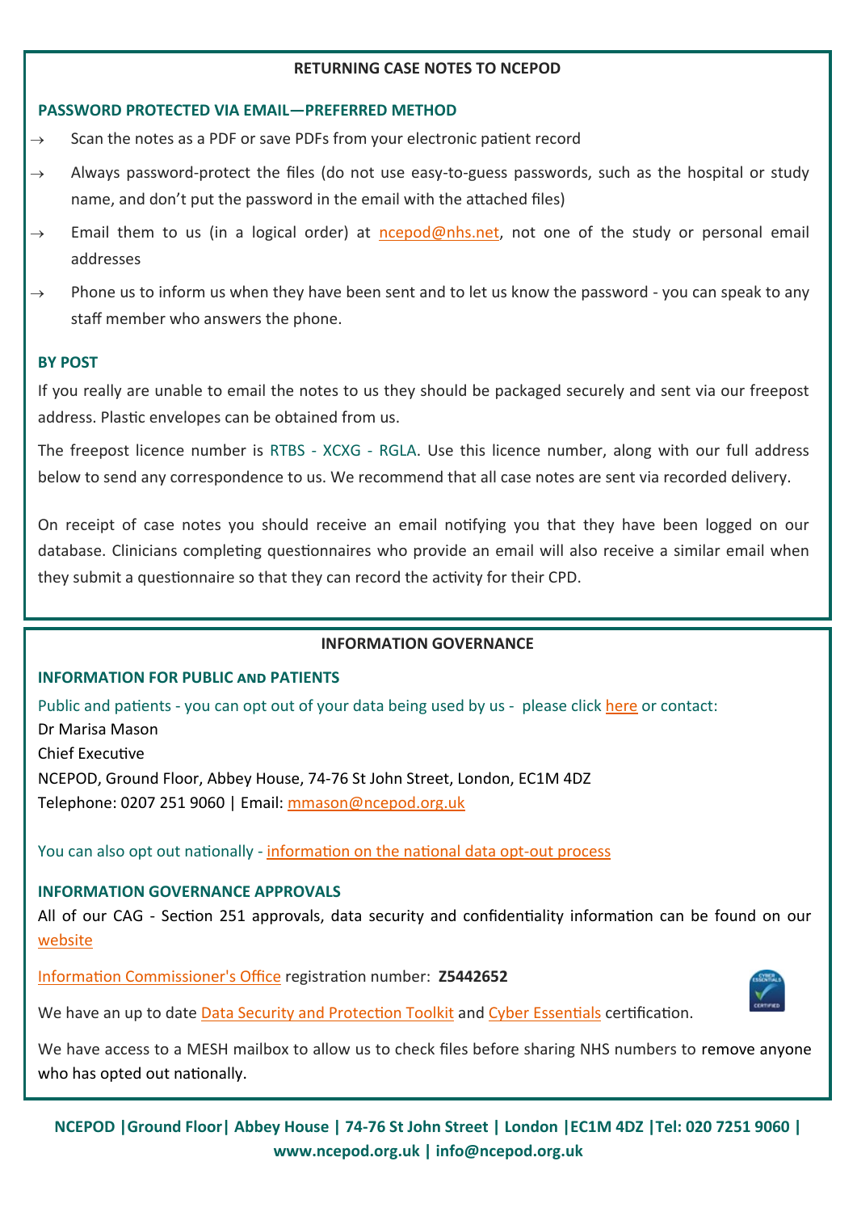## RETURNING CASE NOTES TO NCEPOD

### PASSWORD PROTECTED VIA EMAIL—PREFERRED METHOD

→ Scan the notes as a PDF or save PDFs from your electronic patient record

→ Always password-protect the files (do not use easy-to-guess passwords, such as the hospital or study name, and don't put the password in the email with the attached files)

→ Email them to us (in a logical order) at ncepod@nhs.net, not one of the study or personal email addresses

→ Phone us to inform us when they have been sent and to let us know the password - you can speak to any staff member who answers the phone.

### BY POST

If you really are unable to email the notes to us they should be packaged securely and sent via our freepost address. Plastic envelopes can be obtained from us.

The freepost licence number is RTBS - XCXG - RGLA. Use this licence number, along with our full address below to send any correspondence to us. We recommend that all case notes are sent via recorded delivery.

On receipt of case notes you should receive an email notifying you that they have been logged on our database. Clinicians completing questionnaires who provide an email will also receive a similar email when they submit a questionnaire so that they can record the activity for their CPD.

## INFORMATION GOVERNANCE

### INFORMATION FOR PUBLIC AND PATIENTS

Public and patients - you can opt out of your data being used by us - please click here or contact:

Dr Marisa Mason  
Chief Executive  
NCEPOD, Ground Floor, Abbey House, 74-76 St John Street, London, EC1M 4DZ  
Telephone: 0207 251 9060 | Email: mmason@ncepod.org.uk

You can also opt out nationally - information on the national data opt-out process

### INFORMATION GOVERNANCE APPROVALS

All of our CAG - Section 251 approvals, data security and confidentiality information can be found on our website

Information Commissioner's Office registration number: **Z5442652**

We have an up to date Data Security and Protection Toolkit and Cyber Essentials certification.

We have access to a MESH mailbox to allow us to check files before sharing NHS numbers to remove anyone who has opted out nationally.

**NCEPOD | Ground Floor | Abbey House | 74-76 St John Street | London | EC1M 4DZ | Tel: 020 7251 9060 | www.ncepod.org.uk | info@ncepod.org.uk**